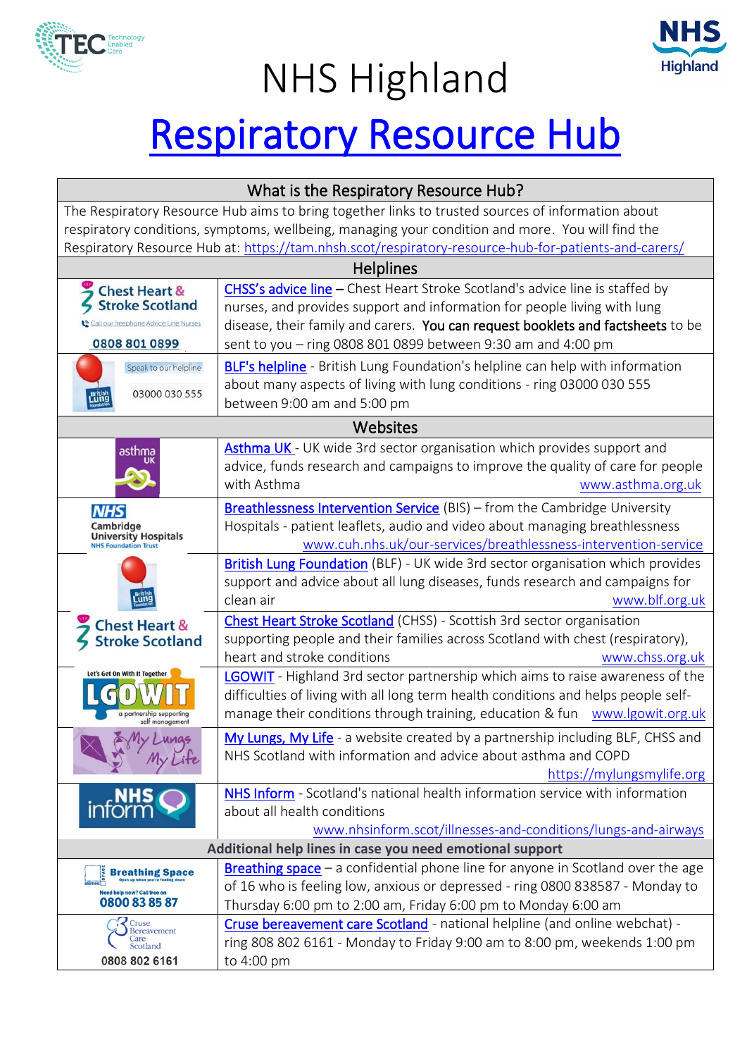# NHS Highland

# Respiratory Resource Hub

| What is the Respiratory Resource Hub? | |
|---|---|
| The Respiratory Resource Hub aims to bring together links to trusted sources of information about respiratory conditions, symptoms, wellbeing, managing your condition and more. You will find the Respiratory Resource Hub at: https://tam.nhsh.scot/respiratory-resource-hub-for-patients-and-carers/ | |
| **Helplines** | |
| Chest Heart & Stroke Scotland — Call our freephone Advice Line Nurses 0808 801 0899 | CHSS's advice line – Chest Heart Stroke Scotland's advice line is staffed by nurses, and provides support and information for people living with lung disease, their family and carers. **You can request booklets and factsheets** to be sent to you – ring 0808 801 0899 between 9:30 am and 4:00 pm |
| Speak to our helpline 03000 030 555 | BLF's helpline - British Lung Foundation's helpline can help with information about many aspects of living with lung conditions - ring 03000 030 555 between 9:00 am and 5:00 pm |
| **Websites** | |
| asthma UK | Asthma UK - UK wide 3rd sector organisation which provides support and advice, funds research and campaigns to improve the quality of care for people with Asthma www.asthma.org.uk |
| NHS Cambridge University Hospitals NHS Foundation Trust | Breathlessness Intervention Service (BIS) – from the Cambridge University Hospitals - patient leaflets, audio and video about managing breathlessness www.cuh.nhs.uk/our-services/breathlessness-intervention-service |
| British Lung Foundation | British Lung Foundation (BLF) - UK wide 3rd sector organisation which provides support and advice about all lung diseases, funds research and campaigns for clean air www.blf.org.uk |
| Chest Heart & Stroke Scotland | Chest Heart Stroke Scotland (CHSS) - Scottish 3rd sector organisation supporting people and their families across Scotland with chest (respiratory), heart and stroke conditions www.chss.org.uk |
| Let's Get On With It Together LGOWIT a partnership supporting self management | LGOWIT - Highland 3rd sector partnership which aims to raise awareness of the difficulties of living with all long term health conditions and helps people self-manage their conditions through training, education & fun www.lgowit.org.uk |
| My Lungs My Life | My Lungs, My Life - a website created by a partnership including BLF, CHSS and NHS Scotland with information and advice about asthma and COPD https://mylungsmylife.org |
| NHS inform | NHS Inform - Scotland's national health information service with information about all health conditions www.nhsinform.scot/illnesses-and-conditions/lungs-and-airways |
| **Additional help lines in case you need emotional support** | |
| Breathing Space — Need help now? Call free on 0800 83 85 87 | Breathing space – a confidential phone line for anyone in Scotland over the age of 16 who is feeling low, anxious or depressed - ring 0800 838587 - Monday to Thursday 6:00 pm to 2:00 am, Friday 6:00 pm to Monday 6:00 am |
| Cruse Bereavement Care Scotland 0808 802 6161 | Cruse bereavement care Scotland - national helpline (and online webchat) - ring 808 802 6161 - Monday to Friday 9:00 am to 8:00 pm, weekends 1:00 pm to 4:00 pm |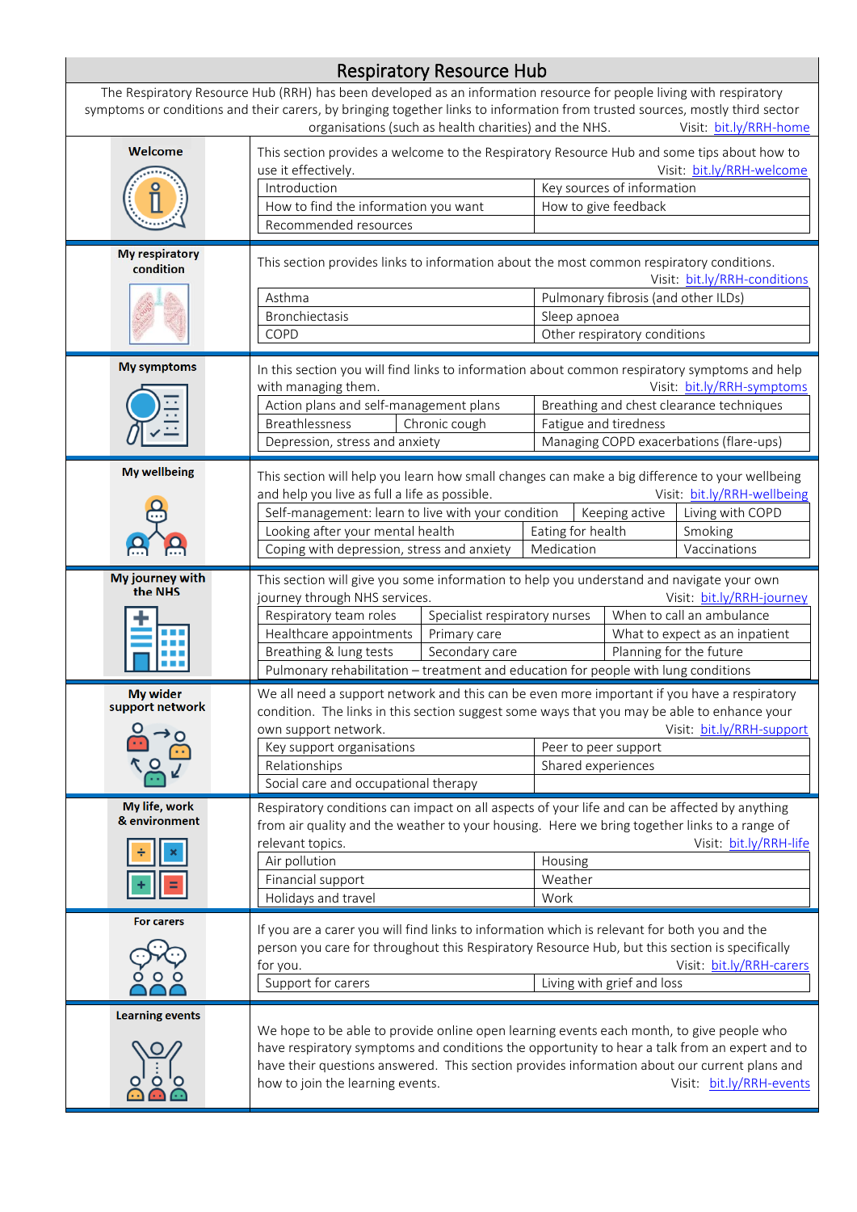# Respiratory Resource Hub

The Respiratory Resource Hub (RRH) has been developed as an information resource for people living with respiratory symptoms or conditions and their carers, by bringing together links to information from trusted sources, mostly third sector organisations (such as health charities) and the NHS. Visit: bit.ly/RRH-home

## Welcome

This section provides a welcome to the Respiratory Resource Hub and some tips about how to use it effectively. Visit: bit.ly/RRH-welcome

| | |
|---|---|
| Introduction | Key sources of information |
| How to find the information you want | How to give feedback |
| Recommended resources | |

## My respiratory condition

This section provides links to information about the most common respiratory conditions. Visit: bit.ly/RRH-conditions

| | |
|---|---|
| Asthma | Pulmonary fibrosis (and other ILDs) |
| Bronchiectasis | Sleep apnoea |
| COPD | Other respiratory conditions |

## My symptoms

In this section you will find links to information about common respiratory symptoms and help with managing them. Visit: bit.ly/RRH-symptoms

| | | |
|---|---|---|
| Action plans and self-management plans | | Breathing and chest clearance techniques |
| Breathlessness | Chronic cough | Fatigue and tiredness |
| Depression, stress and anxiety | | Managing COPD exacerbations (flare-ups) |

## My wellbeing

This section will help you learn how small changes can make a big difference to your wellbeing and help you live as full a life as possible. Visit: bit.ly/RRH-wellbeing

| | | |
|---|---|---|
| Self-management: learn to live with your condition | Keeping active | Living with COPD |
| Looking after your mental health | Eating for health | Smoking |
| Coping with depression, stress and anxiety | Medication | Vaccinations |

## My journey with the NHS

This section will give you some information to help you understand and navigate your own journey through NHS services. Visit: bit.ly/RRH-journey

| | | |
|---|---|---|
| Respiratory team roles | Specialist respiratory nurses | When to call an ambulance |
| Healthcare appointments | Primary care | What to expect as an inpatient |
| Breathing & lung tests | Secondary care | Planning for the future |
| Pulmonary rehabilitation – treatment and education for people with lung conditions | | |

## My wider support network

We all need a support network and this can be even more important if you have a respiratory condition. The links in this section suggest some ways that you may be able to enhance your own support network. Visit: bit.ly/RRH-support

| | |
|---|---|
| Key support organisations | Peer to peer support |
| Relationships | Shared experiences |
| Social care and occupational therapy | |

## My life, work & environment

Respiratory conditions can impact on all aspects of your life and can be affected by anything from air quality and the weather to your housing. Here we bring together links to a range of relevant topics. Visit: bit.ly/RRH-life

| | |
|---|---|
| Air pollution | Housing |
| Financial support | Weather |
| Holidays and travel | Work |

## For carers

If you are a carer you will find links to information which is relevant for both you and the person you care for throughout this Respiratory Resource Hub, but this section is specifically for you. Visit: bit.ly/RRH-carers

| | |
|---|---|
| Support for carers | Living with grief and loss |

## Learning events

We hope to be able to provide online open learning events each month, to give people who have respiratory symptoms and conditions the opportunity to hear a talk from an expert and to have their questions answered. This section provides information about our current plans and how to join the learning events. Visit: bit.ly/RRH-events